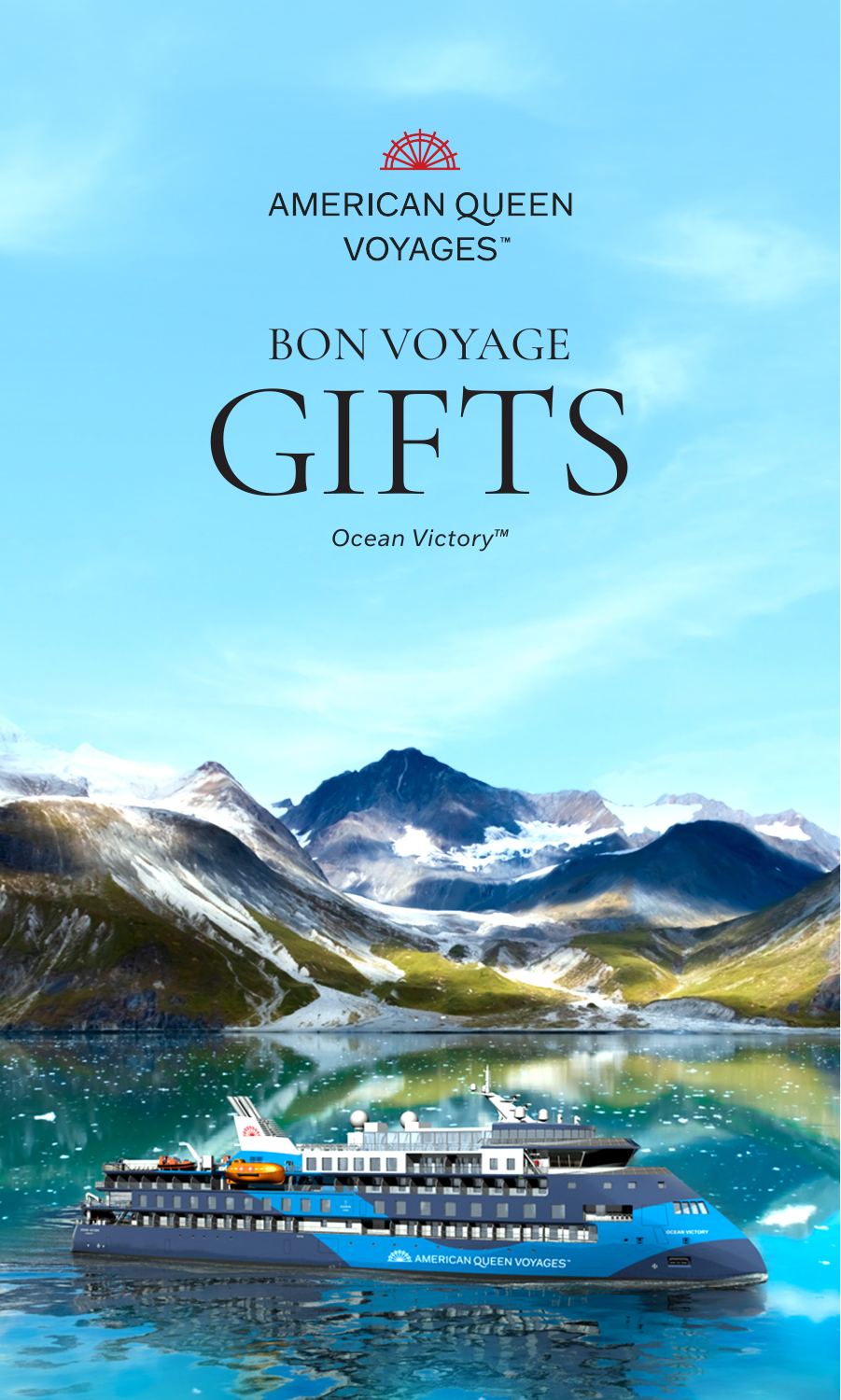AMERICAN QUEEN VOYAGES™

# BON VOYAGE GIFTS

*Ocean Victory™*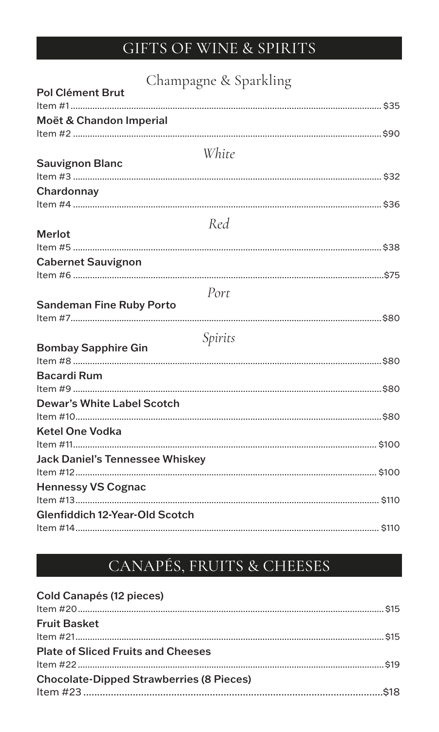## GIFTS OF WINE & SPIRITS

### Champagne & Sparkling

**Pol Clément Brut**
Item #1 ........ $35

**Moët & Chandon Imperial**
Item #2 ........ $90

### *White*

**Sauvignon Blanc**
Item #3 ........ $32

**Chardonnay**
Item #4 ........ $36

### *Red*

**Merlot**
Item #5 ........ $38

**Cabernet Sauvignon**
Item #6 ........ $75

### *Port*

**Sandeman Fine Ruby Porto**
Item #7 ........ $80

### *Spirits*

**Bombay Sapphire Gin**
Item #8 ........ $80

**Bacardi Rum**
Item #9 ........ $80

**Dewar's White Label Scotch**
Item #10 ........ $80

**Ketel One Vodka**
Item #11 ........ $100

**Jack Daniel's Tennessee Whiskey**
Item #12 ........ $100

**Hennessy VS Cognac**
Item #13 ........ $110

**Glenfiddich 12-Year-Old Scotch**
Item #14 ........ $110

## CANAPÉS, FRUITS & CHEESES

**Cold Canapés (12 pieces)**
Item #20 ........ $15

**Fruit Basket**
Item #21 ........ $15

**Plate of Sliced Fruits and Cheeses**
Item #22 ........ $19

**Chocolate-Dipped Strawberries (8 Pieces)**
Item #23 ........ $18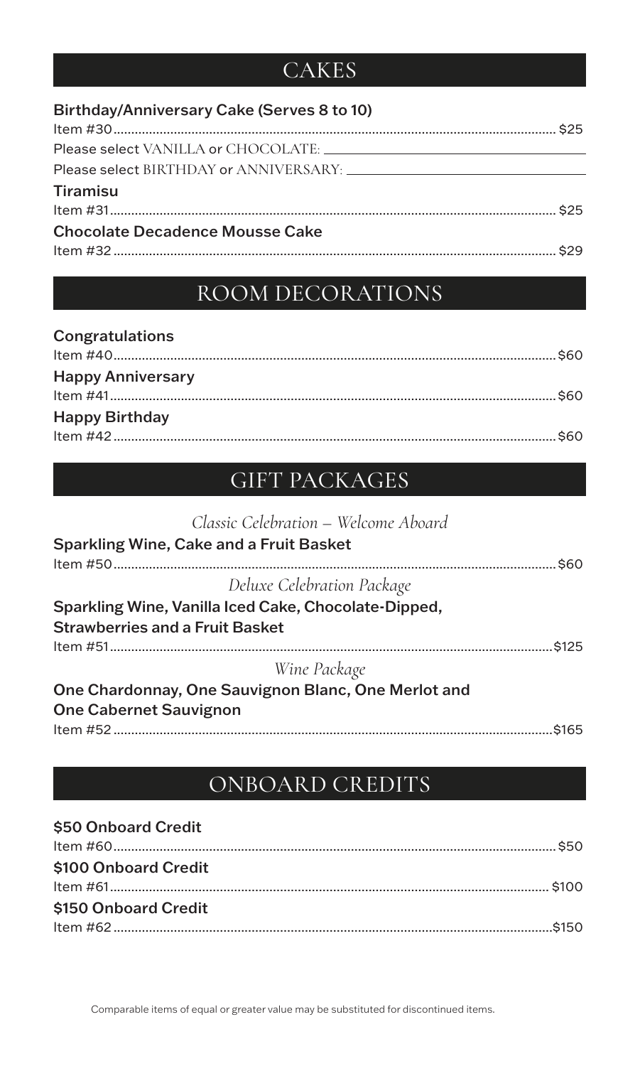## CAKES

**Birthday/Anniversary Cake (Serves 8 to 10)**

Item #30 .......... $25

Please select VANILLA or CHOCOLATE: ____________________

Please select BIRTHDAY or ANNIVERSARY: ____________________

**Tiramisu**

Item #31 .......... $25

**Chocolate Decadence Mousse Cake**

Item #32 .......... $29

## ROOM DECORATIONS

**Congratulations**

Item #40 .......... $60

**Happy Anniversary**

Item #41 .......... $60

**Happy Birthday**

Item #42 .......... $60

## GIFT PACKAGES

*Classic Celebration – Welcome Aboard*

**Sparkling Wine, Cake and a Fruit Basket**

Item #50 .......... $60

*Deluxe Celebration Package*

**Sparkling Wine, Vanilla Iced Cake, Chocolate-Dipped, Strawberries and a Fruit Basket**

Item #51 .......... $125

*Wine Package*

**One Chardonnay, One Sauvignon Blanc, One Merlot and One Cabernet Sauvignon**

Item #52 .......... $165

## ONBOARD CREDITS

**$50 Onboard Credit**

Item #60 .......... $50

**$100 Onboard Credit**

Item #61 .......... $100

**$150 Onboard Credit**

Item #62 .......... $150

Comparable items of equal or greater value may be substituted for discontinued items.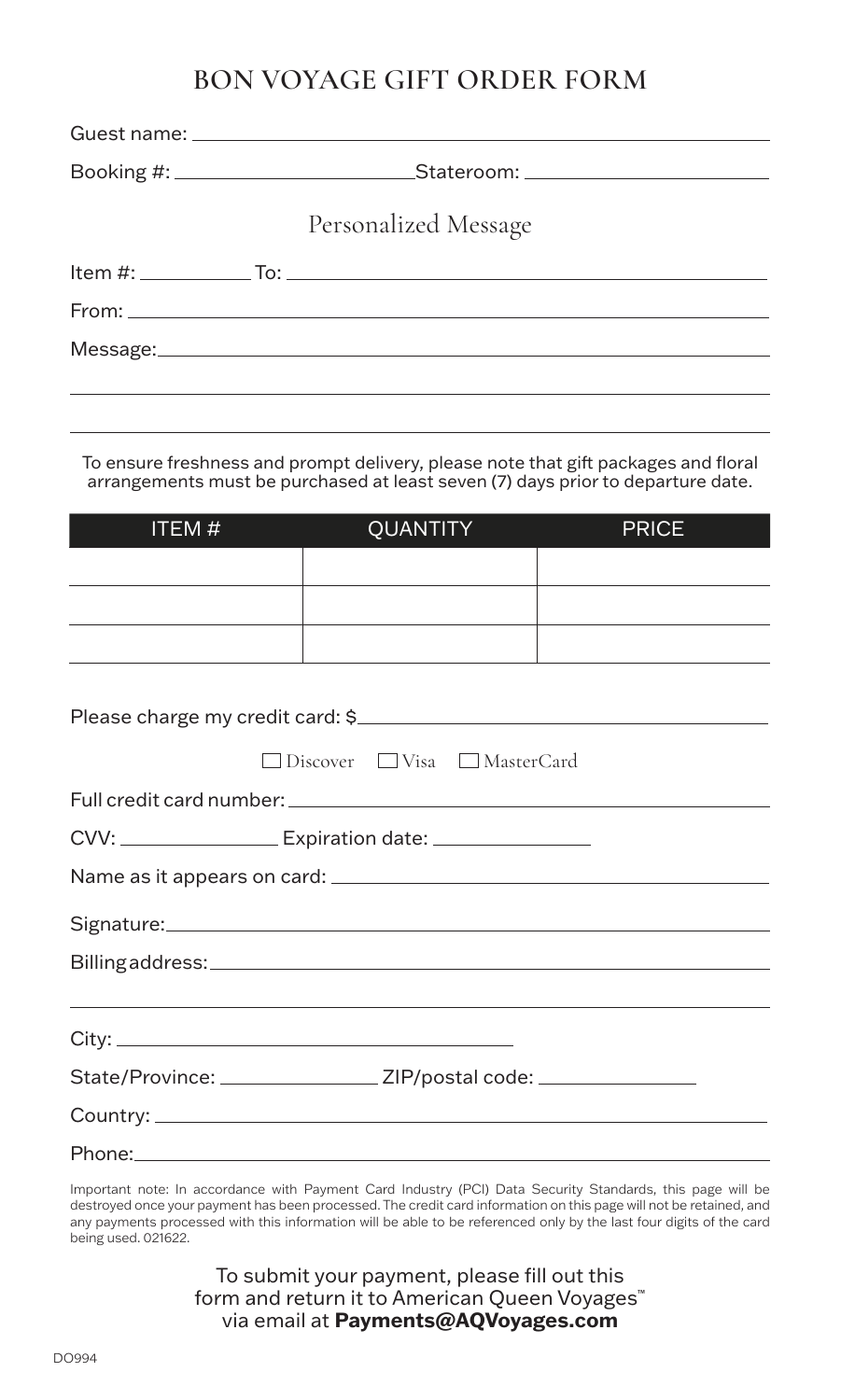# BON VOYAGE GIFT ORDER FORM

Guest name: ______________________________________________

Booking #: ______________________ Stateroom: ______________________

## Personalized Message

Item #: ___________ To: ______________________________________

From: ______________________________________________

Message: ______________________________________________

______________________________________________

______________________________________________

To ensure freshness and prompt delivery, please note that gift packages and floral arrangements must be purchased at least seven (7) days prior to departure date.

| ITEM # | QUANTITY | PRICE |
| --- | --- | --- |
| | | |
| | | |
| | | |

Please charge my credit card: $______________________________________

☐ Discover ☐ Visa ☐ MasterCard

Full credit card number: ______________________________________

CVV: _______________ Expiration date: _______________

Name as it appears on card: ______________________________________

Signature: ______________________________________________

Billing address: ______________________________________________

______________________________________________

City: ______________________________________

State/Province: _______________ ZIP/postal code: _______________

Country: ______________________________________________

Phone: ______________________________________________

Important note: In accordance with Payment Card Industry (PCI) Data Security Standards, this page will be destroyed once your payment has been processed. The credit card information on this page will not be retained, and any payments processed with this information will be able to be referenced only by the last four digits of the card being used. 021622.

To submit your payment, please fill out this form and return it to American Queen Voyages™ via email at **Payments@AQVoyages.com**

DO994